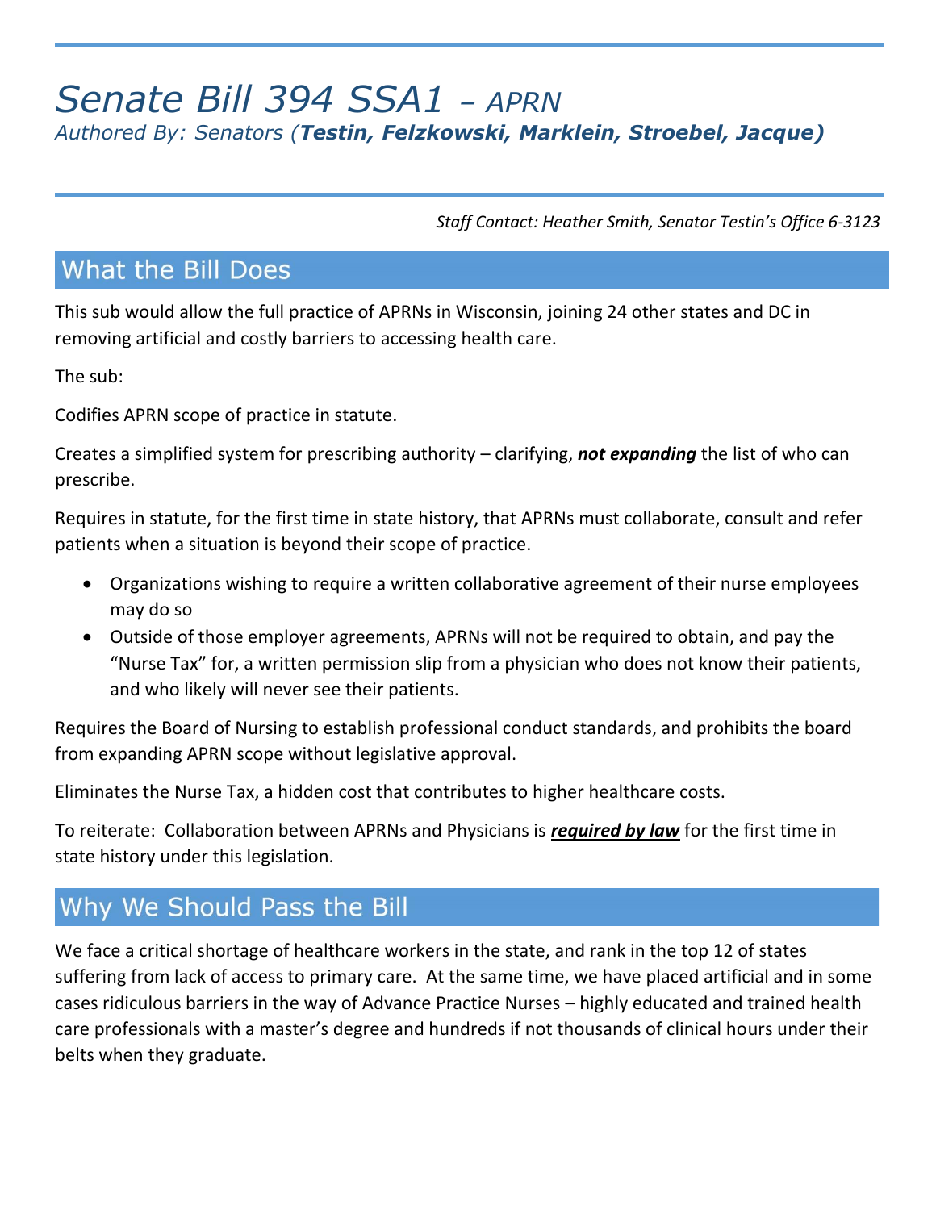# *Senate Bill 394 SSA1 – APRN*

*Authored By: Senators (**Testin, Felzkowski, Marklein, Stroebel, Jacque**)*

*Staff Contact: Heather Smith, Senator Testin's Office 6-3123*

## What the Bill Does

This sub would allow the full practice of APRNs in Wisconsin, joining 24 other states and DC in removing artificial and costly barriers to accessing health care.

The sub:

Codifies APRN scope of practice in statute.

Creates a simplified system for prescribing authority – clarifying, ***not expanding*** the list of who can prescribe.

Requires in statute, for the first time in state history, that APRNs must collaborate, consult and refer patients when a situation is beyond their scope of practice.

- Organizations wishing to require a written collaborative agreement of their nurse employees may do so
- Outside of those employer agreements, APRNs will not be required to obtain, and pay the "Nurse Tax" for, a written permission slip from a physician who does not know their patients, and who likely will never see their patients.

Requires the Board of Nursing to establish professional conduct standards, and prohibits the board from expanding APRN scope without legislative approval.

Eliminates the Nurse Tax, a hidden cost that contributes to higher healthcare costs.

To reiterate: Collaboration between APRNs and Physicians is <u>***required by law***</u> for the first time in state history under this legislation.

## Why We Should Pass the Bill

We face a critical shortage of healthcare workers in the state, and rank in the top 12 of states suffering from lack of access to primary care. At the same time, we have placed artificial and in some cases ridiculous barriers in the way of Advance Practice Nurses – highly educated and trained health care professionals with a master's degree and hundreds if not thousands of clinical hours under their belts when they graduate.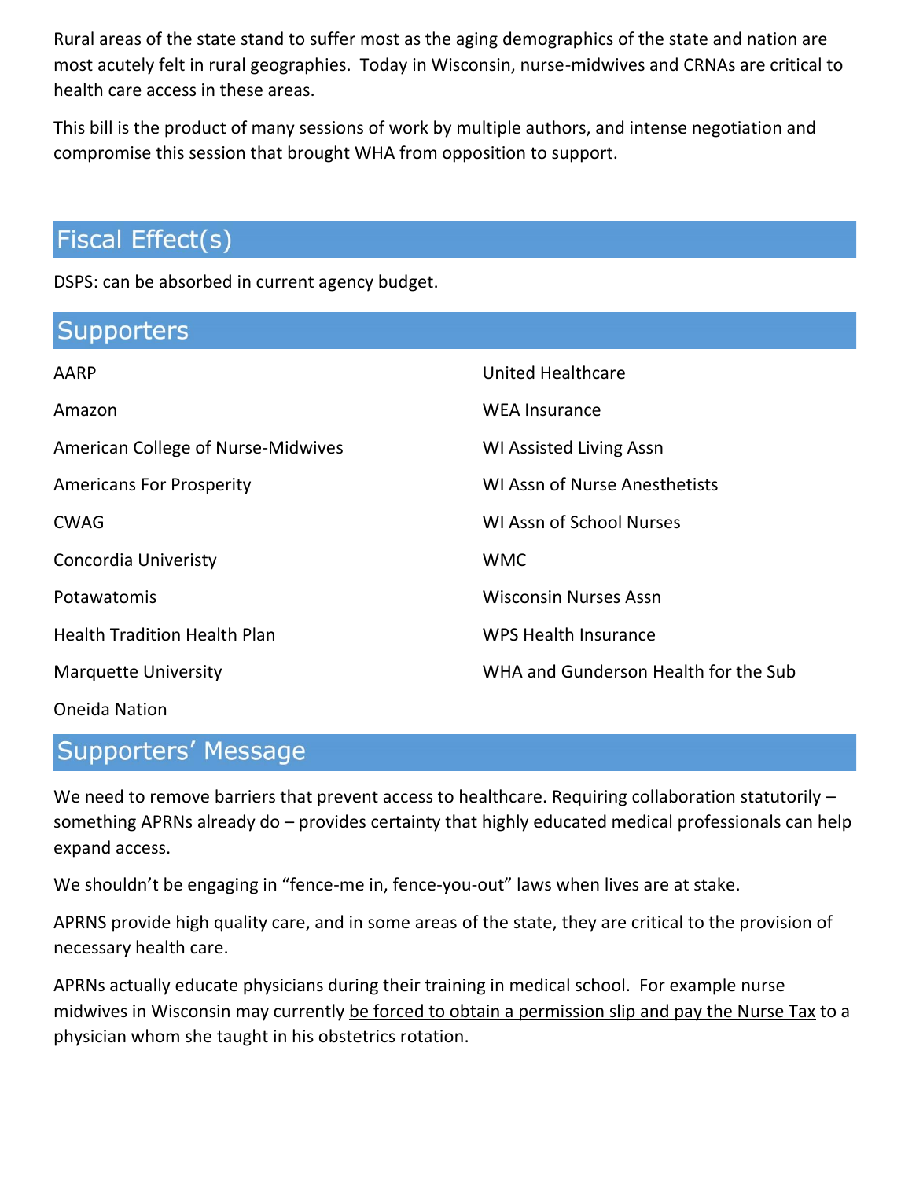Rural areas of the state stand to suffer most as the aging demographics of the state and nation are most acutely felt in rural geographies. Today in Wisconsin, nurse-midwives and CRNAs are critical to health care access in these areas.

This bill is the product of many sessions of work by multiple authors, and intense negotiation and compromise this session that brought WHA from opposition to support.

## Fiscal Effect(s)

DSPS: can be absorbed in current agency budget.

## Supporters

- AARP
- Amazon
- American College of Nurse-Midwives
- Americans For Prosperity
- CWAG
- Concordia Univeristy
- Potawatomis
- Health Tradition Health Plan
- Marquette University
- Oneida Nation
- United Healthcare
- WEA Insurance
- WI Assisted Living Assn
- WI Assn of Nurse Anesthetists
- WI Assn of School Nurses
- WMC
- Wisconsin Nurses Assn
- WPS Health Insurance
- WHA and Gunderson Health for the Sub

## Supporters' Message

We need to remove barriers that prevent access to healthcare. Requiring collaboration statutorily – something APRNs already do – provides certainty that highly educated medical professionals can help expand access.

We shouldn't be engaging in "fence-me in, fence-you-out" laws when lives are at stake.

APRNS provide high quality care, and in some areas of the state, they are critical to the provision of necessary health care.

APRNs actually educate physicians during their training in medical school. For example nurse midwives in Wisconsin may currently be forced to obtain a permission slip and pay the Nurse Tax to a physician whom she taught in his obstetrics rotation.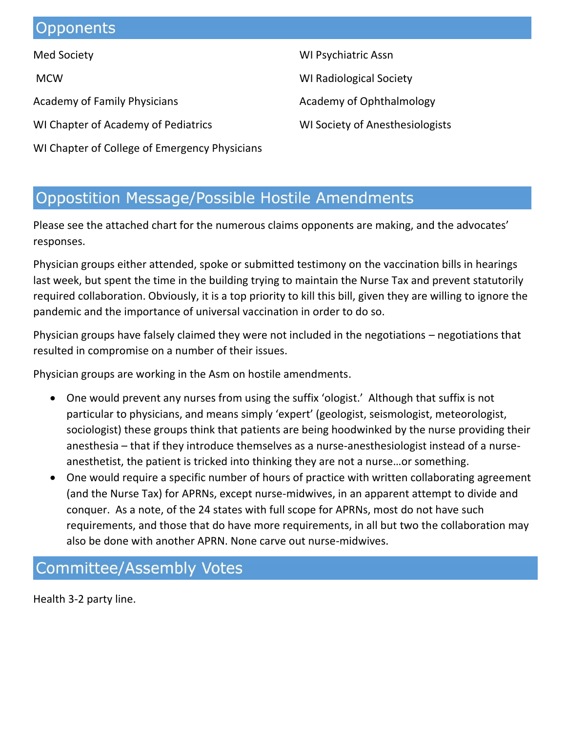## Opponents

Med Society

MCW

Academy of Family Physicians

WI Chapter of Academy of Pediatrics

WI Chapter of College of Emergency Physicians

WI Psychiatric Assn

WI Radiological Society

Academy of Ophthalmology

WI Society of Anesthesiologists

## Oppostition Message/Possible Hostile Amendments

Please see the attached chart for the numerous claims opponents are making, and the advocates' responses.

Physician groups either attended, spoke or submitted testimony on the vaccination bills in hearings last week, but spent the time in the building trying to maintain the Nurse Tax and prevent statutorily required collaboration. Obviously, it is a top priority to kill this bill, given they are willing to ignore the pandemic and the importance of universal vaccination in order to do so.

Physician groups have falsely claimed they were not included in the negotiations – negotiations that resulted in compromise on a number of their issues.

Physician groups are working in the Asm on hostile amendments.

- One would prevent any nurses from using the suffix 'ologist.' Although that suffix is not particular to physicians, and means simply 'expert' (geologist, seismologist, meteorologist, sociologist) these groups think that patients are being hoodwinked by the nurse providing their anesthesia – that if they introduce themselves as a nurse-anesthesiologist instead of a nurse-anesthetist, the patient is tricked into thinking they are not a nurse…or something.
- One would require a specific number of hours of practice with written collaborating agreement (and the Nurse Tax) for APRNs, except nurse-midwives, in an apparent attempt to divide and conquer. As a note, of the 24 states with full scope for APRNs, most do not have such requirements, and those that do have more requirements, in all but two the collaboration may also be done with another APRN. None carve out nurse-midwives.

## Committee/Assembly Votes

Health 3-2 party line.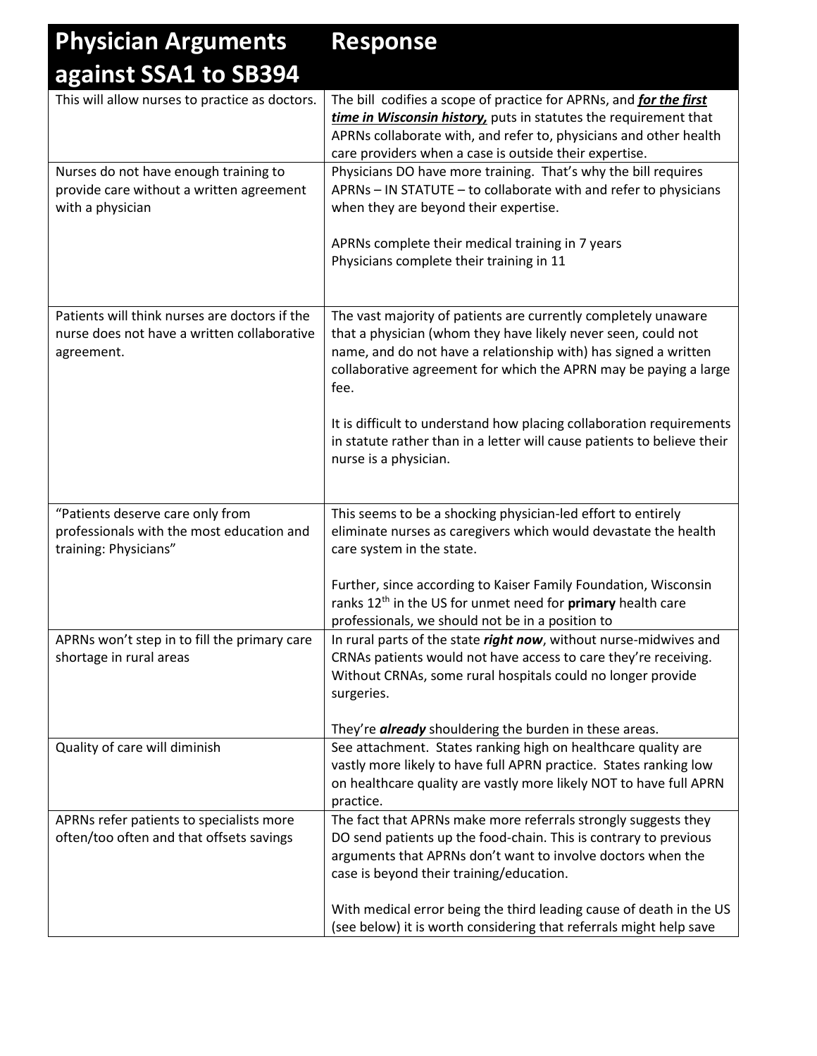| Physician Arguments against SSA1 to SB394 | Response |
|---|---|
| This will allow nurses to practice as doctors. | The bill codifies a scope of practice for APRNs, and ***for the first time in Wisconsin history,*** puts in statutes the requirement that APRNs collaborate with, and refer to, physicians and other health care providers when a case is outside their expertise. |
| Nurses do not have enough training to provide care without a written agreement with a physician | Physicians DO have more training. That's why the bill requires APRNs – IN STATUTE – to collaborate with and refer to physicians when they are beyond their expertise.<br><br>APRNs complete their medical training in 7 years<br>Physicians complete their training in 11 |
| Patients will think nurses are doctors if the nurse does not have a written collaborative agreement. | The vast majority of patients are currently completely unaware that a physician (whom they have likely never seen, could not name, and do not have a relationship with) has signed a written collaborative agreement for which the APRN may be paying a large fee.<br><br>It is difficult to understand how placing collaboration requirements in statute rather than in a letter will cause patients to believe their nurse is a physician. |
| "Patients deserve care only from professionals with the most education and training: Physicians" | This seems to be a shocking physician-led effort to entirely eliminate nurses as caregivers which would devastate the health care system in the state.<br><br>Further, since according to Kaiser Family Foundation, Wisconsin ranks 12th in the US for unmet need for **primary** health care professionals, we should not be in a position to |
| APRNs won't step in to fill the primary care shortage in rural areas | In rural parts of the state ***right now***, without nurse-midwives and CRNAs patients would not have access to care they're receiving. Without CRNAs, some rural hospitals could no longer provide surgeries.<br><br>They're ***already*** shouldering the burden in these areas. |
| Quality of care will diminish | See attachment. States ranking high on healthcare quality are vastly more likely to have full APRN practice. States ranking low on healthcare quality are vastly more likely NOT to have full APRN practice. |
| APRNs refer patients to specialists more often/too often and that offsets savings | The fact that APRNs make more referrals strongly suggests they DO send patients up the food-chain. This is contrary to previous arguments that APRNs don't want to involve doctors when the case is beyond their training/education.<br><br>With medical error being the third leading cause of death in the US (see below) it is worth considering that referrals might help save |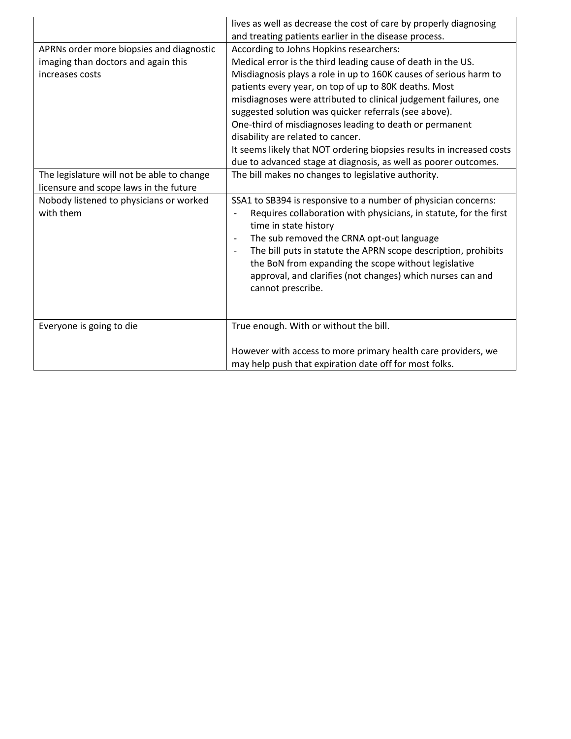| | |
|---|---|
| | lives as well as decrease the cost of care by properly diagnosing and treating patients earlier in the disease process. |
| APRNs order more biopsies and diagnostic imaging than doctors and again this increases costs | According to Johns Hopkins researchers:<br>Medical error is the third leading cause of death in the US.<br>Misdiagnosis plays a role in up to 160K causes of serious harm to patients every year, on top of up to 80K deaths. Most misdiagnoses were attributed to clinical judgement failures, one suggested solution was quicker referrals (see above).<br>One-third of misdiagnoses leading to death or permanent disability are related to cancer.<br>It seems likely that NOT ordering biopsies results in increased costs due to advanced stage at diagnosis, as well as poorer outcomes. |
| The legislature will not be able to change licensure and scope laws in the future | The bill makes no changes to legislative authority. |
| Nobody listened to physicians or worked with them | SSA1 to SB394 is responsive to a number of physician concerns:<br>- Requires collaboration with physicians, in statute, for the first time in state history<br>- The sub removed the CRNA opt-out language<br>- The bill puts in statute the APRN scope description, prohibits the BoN from expanding the scope without legislative approval, and clarifies (not changes) which nurses can and cannot prescribe. |
| Everyone is going to die | True enough. With or without the bill.<br><br>However with access to more primary health care providers, we may help push that expiration date off for most folks. |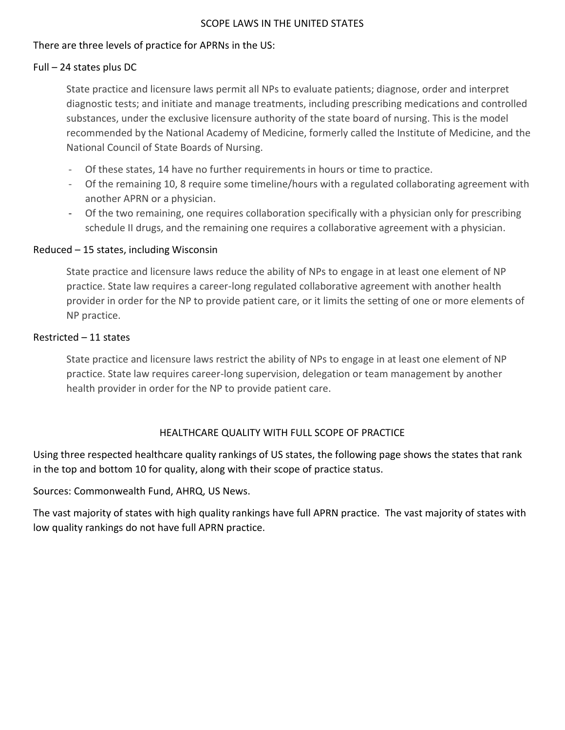## SCOPE LAWS IN THE UNITED STATES

There are three levels of practice for APRNs in the US:

### Full – 24 states plus DC

State practice and licensure laws permit all NPs to evaluate patients; diagnose, order and interpret diagnostic tests; and initiate and manage treatments, including prescribing medications and controlled substances, under the exclusive licensure authority of the state board of nursing. This is the model recommended by the National Academy of Medicine, formerly called the Institute of Medicine, and the National Council of State Boards of Nursing.

- Of these states, 14 have no further requirements in hours or time to practice.
- Of the remaining 10, 8 require some timeline/hours with a regulated collaborating agreement with another APRN or a physician.
- Of the two remaining, one requires collaboration specifically with a physician only for prescribing schedule II drugs, and the remaining one requires a collaborative agreement with a physician.

### Reduced – 15 states, including Wisconsin

State practice and licensure laws reduce the ability of NPs to engage in at least one element of NP practice. State law requires a career-long regulated collaborative agreement with another health provider in order for the NP to provide patient care, or it limits the setting of one or more elements of NP practice.

### Restricted – 11 states

State practice and licensure laws restrict the ability of NPs to engage in at least one element of NP practice. State law requires career-long supervision, delegation or team management by another health provider in order for the NP to provide patient care.

## HEALTHCARE QUALITY WITH FULL SCOPE OF PRACTICE

Using three respected healthcare quality rankings of US states, the following page shows the states that rank in the top and bottom 10 for quality, along with their scope of practice status.

Sources: Commonwealth Fund, AHRQ, US News.

The vast majority of states with high quality rankings have full APRN practice. The vast majority of states with low quality rankings do not have full APRN practice.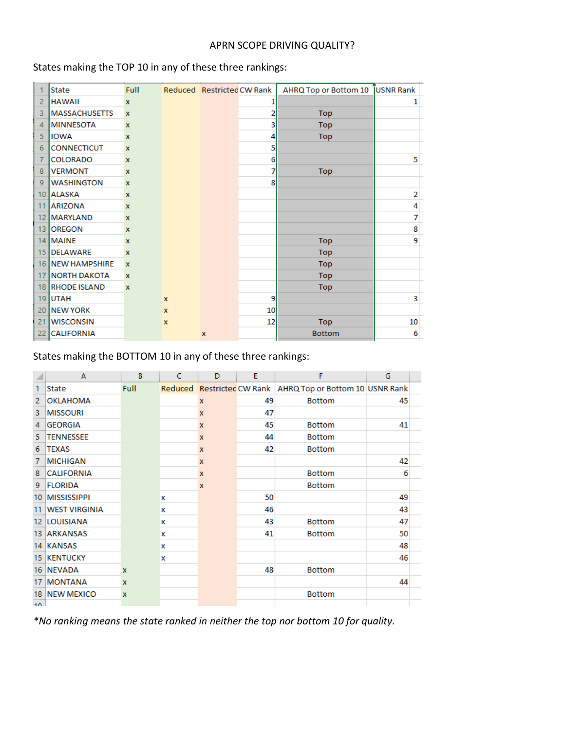APRN SCOPE DRIVING QUALITY?

States making the TOP 10 in any of these three rankings:

| State | Full | Reduced | Restricted | CW Rank | AHRQ Top or Bottom 10 | USNR Rank |
|---|---|---|---|---|---|---|
| HAWAII | x | | | 1 | | 1 |
| MASSACHUSETTS | x | | | 2 | Top | |
| MINNESOTA | x | | | 3 | Top | |
| IOWA | x | | | 4 | Top | |
| CONNECTICUT | x | | | 5 | | |
| COLORADO | x | | | 6 | | 5 |
| VERMONT | x | | | 7 | Top | |
| WASHINGTON | x | | | 8 | | |
| ALASKA | x | | | | | 2 |
| ARIZONA | x | | | | | 4 |
| MARYLAND | x | | | | | 7 |
| OREGON | x | | | | | 8 |
| MAINE | x | | | | Top | 9 |
| DELAWARE | x | | | | Top | |
| NEW HAMPSHIRE | x | | | | Top | |
| NORTH DAKOTA | x | | | | Top | |
| RHODE ISLAND | x | | | | Top | |
| UTAH | | x | | 9 | | 3 |
| NEW YORK | | x | | 10 | | |
| WISCONSIN | | x | | 12 | Top | 10 |
| CALIFORNIA | | | x | | Bottom | 6 |

States making the BOTTOM 10 in any of these three rankings:

| State | Full | Reduced | Restricted | CW Rank | AHRQ Top or Bottom 10 | USNR Rank |
|---|---|---|---|---|---|---|
| OKLAHOMA | | | x | 49 | Bottom | 45 |
| MISSOURI | | | x | 47 | | |
| GEORGIA | | | x | 45 | Bottom | 41 |
| TENNESSEE | | | x | 44 | Bottom | |
| TEXAS | | | x | 42 | Bottom | |
| MICHIGAN | | | x | | | 42 |
| CALIFORNIA | | | x | | Bottom | 6 |
| FLORIDA | | | x | | Bottom | |
| MISSISSIPPI | | x | | 50 | | 49 |
| WEST VIRGINIA | | x | | 46 | | 43 |
| LOUISIANA | | x | | 43 | Bottom | 47 |
| ARKANSAS | | x | | 41 | Bottom | 50 |
| KANSAS | | x | | | | 48 |
| KENTUCKY | | x | | | | 46 |
| NEVADA | x | | | 48 | Bottom | |
| MONTANA | x | | | | | 44 |
| NEW MEXICO | x | | | | Bottom | |

*\*No ranking means the state ranked in neither the top nor bottom 10 for quality.*